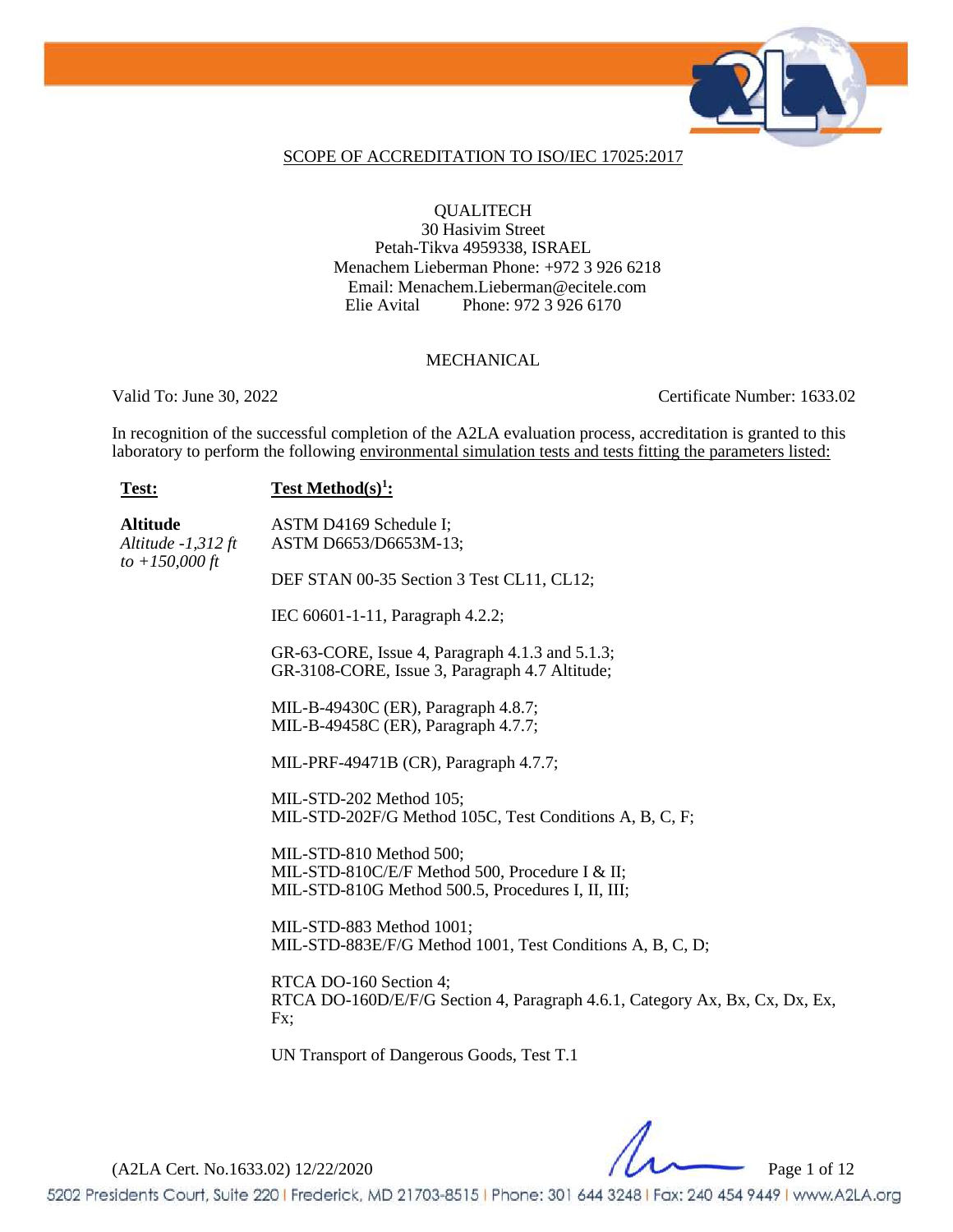SCOPE OF ACCREDITATION TO ISO/IEC 17025:2017

QUALITECH
30 Hasivim Street
Petah-Tikva 4959338, ISRAEL
Menachem Lieberman Phone: +972 3 926 6218
Email: Menachem.Lieberman@ecitele.com
Elie Avital Phone: 972 3 926 6170

MECHANICAL

Valid To: June 30, 2022 Certificate Number: 1633.02

In recognition of the successful completion of the A2LA evaluation process, accreditation is granted to this laboratory to perform the following environmental simulation tests and tests fitting the parameters listed:

| **Test:** | **Test Method(s)[1]:** |
|---|---|
| **Altitude** *Altitude -1,312 ft to +150,000 ft* | ASTM D4169 Schedule I;<br>ASTM D6653/D6653M-13;<br><br>DEF STAN 00-35 Section 3 Test CL11, CL12;<br><br>IEC 60601-1-11, Paragraph 4.2.2;<br><br>GR-63-CORE, Issue 4, Paragraph 4.1.3 and 5.1.3;<br>GR-3108-CORE, Issue 3, Paragraph 4.7 Altitude;<br><br>MIL-B-49430C (ER), Paragraph 4.8.7;<br>MIL-B-49458C (ER), Paragraph 4.7.7;<br><br>MIL-PRF-49471B (CR), Paragraph 4.7.7;<br><br>MIL-STD-202 Method 105;<br>MIL-STD-202F/G Method 105C, Test Conditions A, B, C, F;<br><br>MIL-STD-810 Method 500;<br>MIL-STD-810C/E/F Method 500, Procedure I & II;<br>MIL-STD-810G Method 500.5, Procedures I, II, III;<br><br>MIL-STD-883 Method 1001;<br>MIL-STD-883E/F/G Method 1001, Test Conditions A, B, C, D;<br><br>RTCA DO-160 Section 4;<br>RTCA DO-160D/E/F/G Section 4, Paragraph 4.6.1, Category Ax, Bx, Cx, Dx, Ex, Fx;<br><br>UN Transport of Dangerous Goods, Test T.1 |

(A2LA Cert. No.1633.02) 12/22/2020

5202 Presidents Court, Suite 220 | Frederick, MD 21703-8515 | Phone: 301 644 3248 | Fax: 240 454 9449 | www.A2LA.org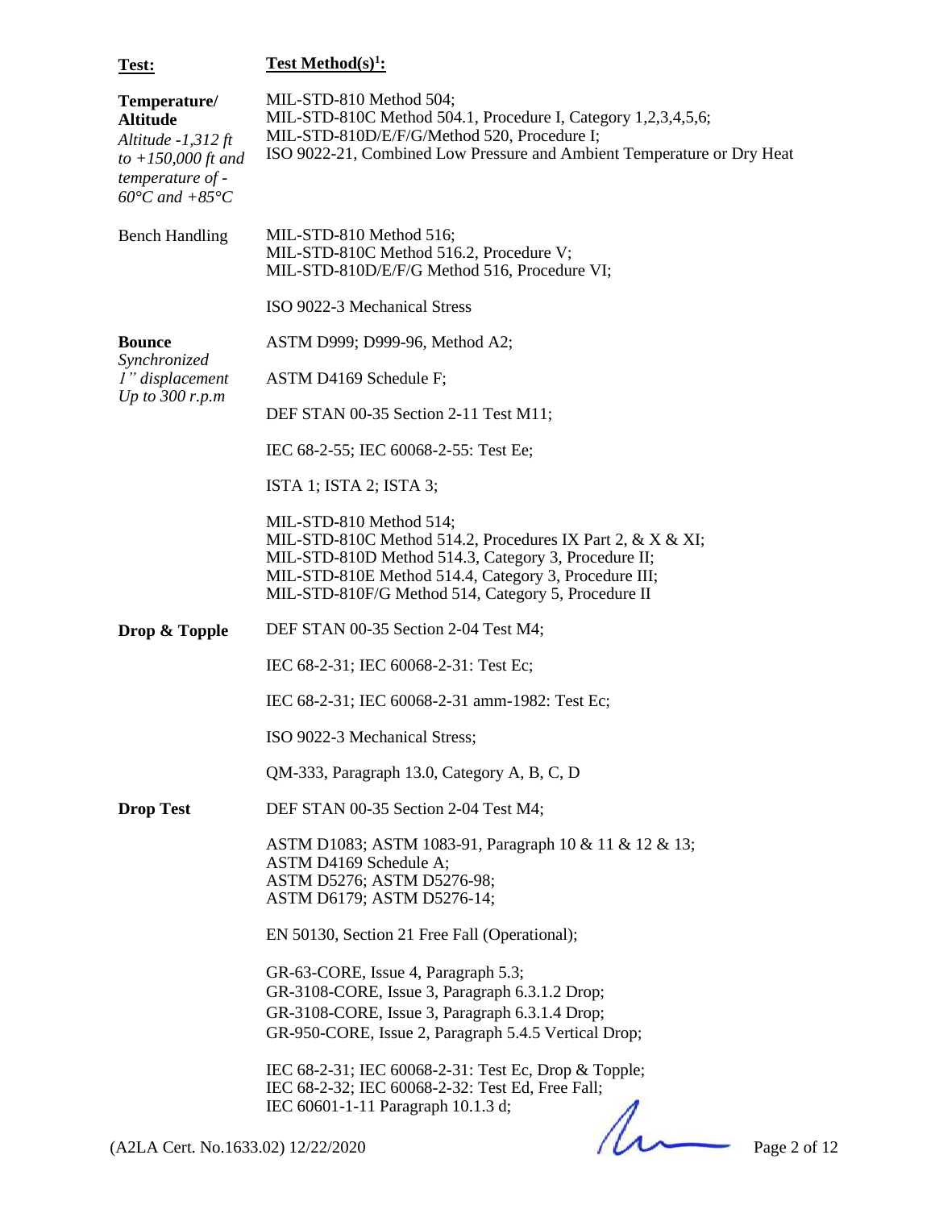| **Test:** | **Test Method(s)[1]:** |
|---|---|
| **Temperature/ Altitude** *Altitude -1,312 ft to +150,000 ft and temperature of -60°C and +85°C* | MIL-STD-810 Method 504; MIL-STD-810C Method 504.1, Procedure I, Category 1,2,3,4,5,6; MIL-STD-810D/E/F/G/Method 520, Procedure I; ISO 9022-21, Combined Low Pressure and Ambient Temperature or Dry Heat |
| Bench Handling | MIL-STD-810 Method 516; MIL-STD-810C Method 516.2, Procedure V; MIL-STD-810D/E/F/G Method 516, Procedure VI; |
| | ISO 9022-3 Mechanical Stress |
| **Bounce** *Synchronized 1" displacement Up to 300 r.p.m* | ASTM D999; D999-96, Method A2; |
| | ASTM D4169 Schedule F; |
| | DEF STAN 00-35 Section 2-11 Test M11; |
| | IEC 68-2-55; IEC 60068-2-55: Test Ee; |
| | ISTA 1; ISTA 2; ISTA 3; |
| | MIL-STD-810 Method 514; MIL-STD-810C Method 514.2, Procedures IX Part 2, & X & XI; MIL-STD-810D Method 514.3, Category 3, Procedure II; MIL-STD-810E Method 514.4, Category 3, Procedure III; MIL-STD-810F/G Method 514, Category 5, Procedure II |
| **Drop & Topple** | DEF STAN 00-35 Section 2-04 Test M4; |
| | IEC 68-2-31; IEC 60068-2-31: Test Ec; |
| | IEC 68-2-31; IEC 60068-2-31 amm-1982: Test Ec; |
| | ISO 9022-3 Mechanical Stress; |
| | QM-333, Paragraph 13.0, Category A, B, C, D |
| **Drop Test** | DEF STAN 00-35 Section 2-04 Test M4; |
| | ASTM D1083; ASTM 1083-91, Paragraph 10 & 11 & 12 & 13; ASTM D4169 Schedule A; ASTM D5276; ASTM D5276-98; ASTM D6179; ASTM D5276-14; |
| | EN 50130, Section 21 Free Fall (Operational); |
| | GR-63-CORE, Issue 4, Paragraph 5.3; GR-3108-CORE, Issue 3, Paragraph 6.3.1.2 Drop; GR-3108-CORE, Issue 3, Paragraph 6.3.1.4 Drop; GR-950-CORE, Issue 2, Paragraph 5.4.5 Vertical Drop; |
| | IEC 68-2-31; IEC 60068-2-31: Test Ec, Drop & Topple; IEC 68-2-32; IEC 60068-2-32: Test Ed, Free Fall; IEC 60601-1-11 Paragraph 10.1.3 d; |

(A2LA Cert. No.1633.02) 12/22/2020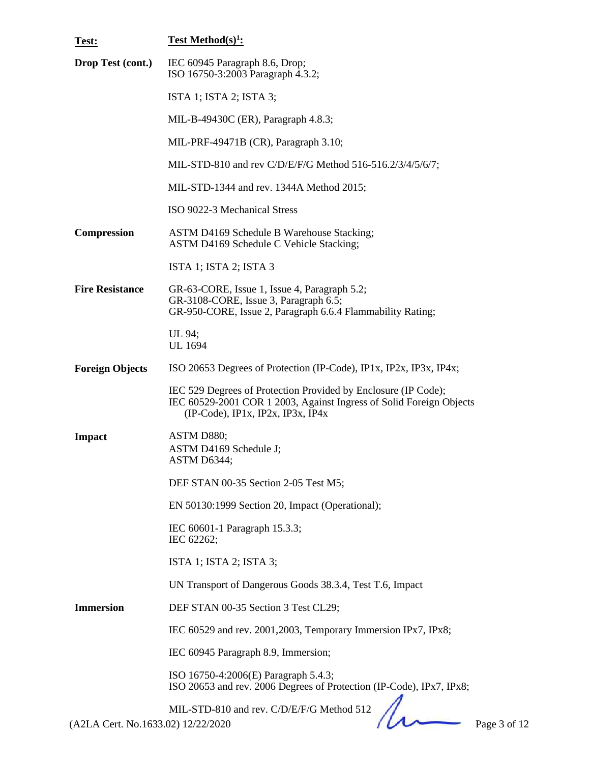| Test: | Test Method(s)[1]: |
|---|---|
| **Drop Test (cont.)** | IEC 60945 Paragraph 8.6, Drop;<br>ISO 16750-3:2003 Paragraph 4.3.2; |
| | ISTA 1; ISTA 2; ISTA 3; |
| | MIL-B-49430C (ER), Paragraph 4.8.3; |
| | MIL-PRF-49471B (CR), Paragraph 3.10; |
| | MIL-STD-810 and rev C/D/E/F/G Method 516-516.2/3/4/5/6/7; |
| | MIL-STD-1344 and rev. 1344A Method 2015; |
| | ISO 9022-3 Mechanical Stress |
| **Compression** | ASTM D4169 Schedule B Warehouse Stacking;<br>ASTM D4169 Schedule C Vehicle Stacking; |
| | ISTA 1; ISTA 2; ISTA 3 |
| **Fire Resistance** | GR-63-CORE, Issue 1, Issue 4, Paragraph 5.2;<br>GR-3108-CORE, Issue 3, Paragraph 6.5;<br>GR-950-CORE, Issue 2, Paragraph 6.6.4 Flammability Rating; |
| | UL 94;<br>UL 1694 |
| **Foreign Objects** | ISO 20653 Degrees of Protection (IP-Code), IP1x, IP2x, IP3x, IP4x; |
| | IEC 529 Degrees of Protection Provided by Enclosure (IP Code);<br>IEC 60529-2001 COR 1 2003, Against Ingress of Solid Foreign Objects (IP-Code), IP1x, IP2x, IP3x, IP4x |
| **Impact** | ASTM D880;<br>ASTM D4169 Schedule J;<br>ASTM D6344; |
| | DEF STAN 00-35 Section 2-05 Test M5; |
| | EN 50130:1999 Section 20, Impact (Operational); |
| | IEC 60601-1 Paragraph 15.3.3;<br>IEC 62262; |
| | ISTA 1; ISTA 2; ISTA 3; |
| | UN Transport of Dangerous Goods 38.3.4, Test T.6, Impact |
| **Immersion** | DEF STAN 00-35 Section 3 Test CL29; |
| | IEC 60529 and rev. 2001,2003, Temporary Immersion IPx7, IPx8; |
| | IEC 60945 Paragraph 8.9, Immersion; |
| | ISO 16750-4:2006(E) Paragraph 5.4.3;<br>ISO 20653 and rev. 2006 Degrees of Protection (IP-Code), IPx7, IPx8; |
| | MIL-STD-810 and rev. C/D/E/F/G Method 512 |

(A2LA Cert. No.1633.02) 12/22/2020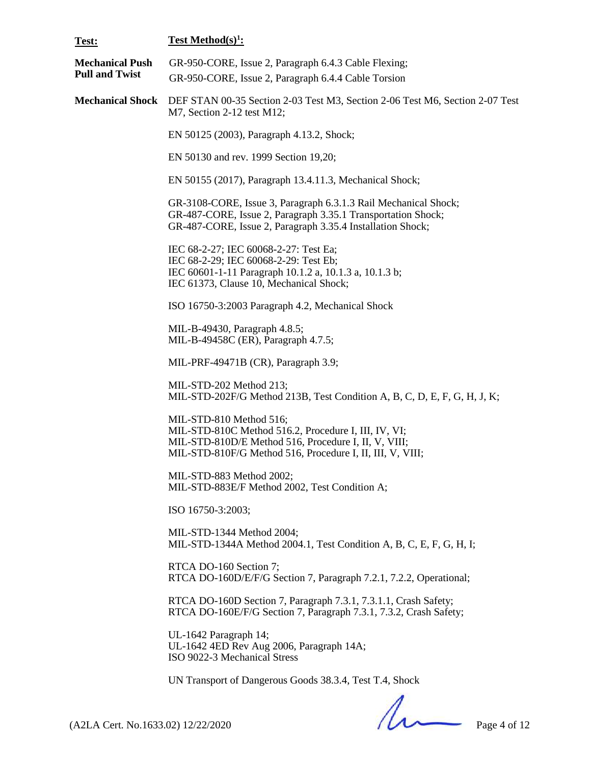| Test: | Test Method(s)[1]: |
|---|---|
| **Mechanical Push Pull and Twist** | GR-950-CORE, Issue 2, Paragraph 6.4.3 Cable Flexing;<br>GR-950-CORE, Issue 2, Paragraph 6.4.4 Cable Torsion |
| **Mechanical Shock** | DEF STAN 00-35 Section 2-03 Test M3, Section 2-06 Test M6, Section 2-07 Test M7, Section 2-12 test M12; |
| | EN 50125 (2003), Paragraph 4.13.2, Shock; |
| | EN 50130 and rev. 1999 Section 19,20; |
| | EN 50155 (2017), Paragraph 13.4.11.3, Mechanical Shock; |
| | GR-3108-CORE, Issue 3, Paragraph 6.3.1.3 Rail Mechanical Shock;<br>GR-487-CORE, Issue 2, Paragraph 3.35.1 Transportation Shock;<br>GR-487-CORE, Issue 2, Paragraph 3.35.4 Installation Shock; |
| | IEC 68-2-27; IEC 60068-2-27: Test Ea;<br>IEC 68-2-29; IEC 60068-2-29: Test Eb;<br>IEC 60601-1-11 Paragraph 10.1.2 a, 10.1.3 a, 10.1.3 b;<br>IEC 61373, Clause 10, Mechanical Shock; |
| | ISO 16750-3:2003 Paragraph 4.2, Mechanical Shock |
| | MIL-B-49430, Paragraph 4.8.5;<br>MIL-B-49458C (ER), Paragraph 4.7.5; |
| | MIL-PRF-49471B (CR), Paragraph 3.9; |
| | MIL-STD-202 Method 213;<br>MIL-STD-202F/G Method 213B, Test Condition A, B, C, D, E, F, G, H, J, K; |
| | MIL-STD-810 Method 516;<br>MIL-STD-810C Method 516.2, Procedure I, III, IV, VI;<br>MIL-STD-810D/E Method 516, Procedure I, II, V, VIII;<br>MIL-STD-810F/G Method 516, Procedure I, II, III, V, VIII; |
| | MIL-STD-883 Method 2002;<br>MIL-STD-883E/F Method 2002, Test Condition A; |
| | ISO 16750-3:2003; |
| | MIL-STD-1344 Method 2004;<br>MIL-STD-1344A Method 2004.1, Test Condition A, B, C, E, F, G, H, I; |
| | RTCA DO-160 Section 7;<br>RTCA DO-160D/E/F/G Section 7, Paragraph 7.2.1, 7.2.2, Operational; |
| | RTCA DO-160D Section 7, Paragraph 7.3.1, 7.3.1.1, Crash Safety;<br>RTCA DO-160E/F/G Section 7, Paragraph 7.3.1, 7.3.2, Crash Safety; |
| | UL-1642 Paragraph 14;<br>UL-1642 4ED Rev Aug 2006, Paragraph 14A;<br>ISO 9022-3 Mechanical Stress |
| | UN Transport of Dangerous Goods 38.3.4, Test T.4, Shock |

(A2LA Cert. No.1633.02) 12/22/2020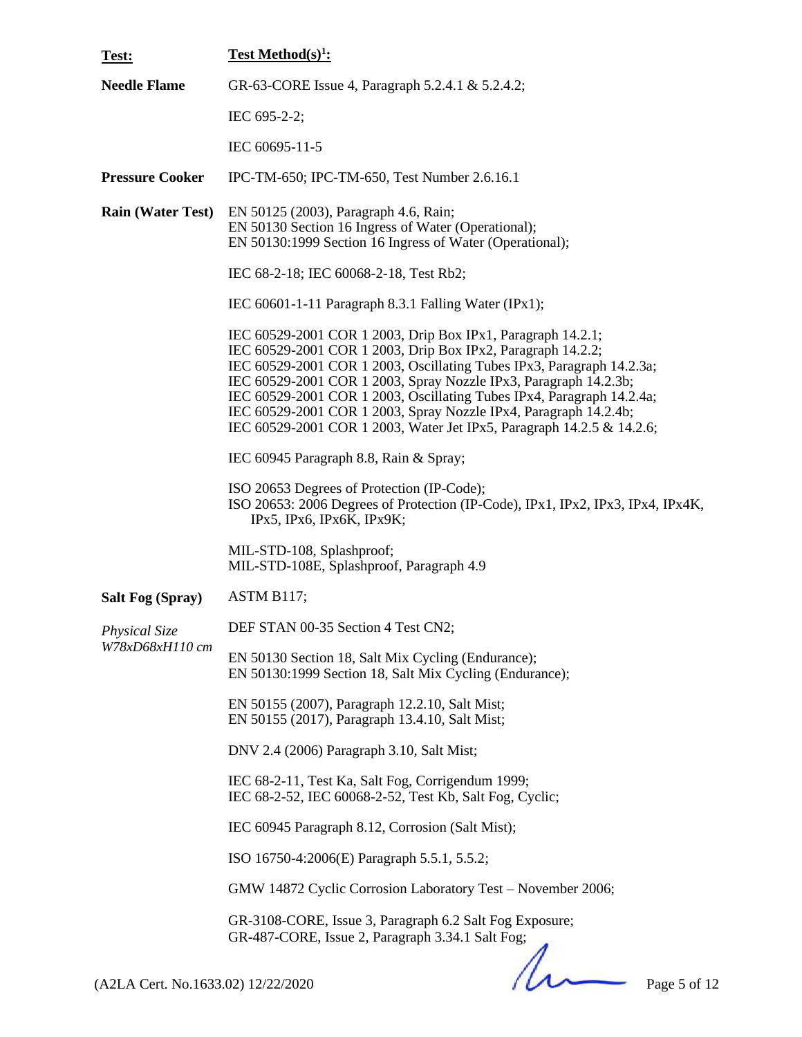| Test: | Test Method(s)[1]: |
|---|---|
| **Needle Flame** | GR-63-CORE Issue 4, Paragraph 5.2.4.1 & 5.2.4.2;<br><br>IEC 695-2-2;<br><br>IEC 60695-11-5 |
| **Pressure Cooker** | IPC-TM-650; IPC-TM-650, Test Number 2.6.16.1 |
| **Rain (Water Test)** | EN 50125 (2003), Paragraph 4.6, Rain;<br>EN 50130 Section 16 Ingress of Water (Operational);<br>EN 50130:1999 Section 16 Ingress of Water (Operational);<br><br>IEC 68-2-18; IEC 60068-2-18, Test Rb2;<br><br>IEC 60601-1-11 Paragraph 8.3.1 Falling Water (IPx1);<br><br>IEC 60529-2001 COR 1 2003, Drip Box IPx1, Paragraph 14.2.1;<br>IEC 60529-2001 COR 1 2003, Drip Box IPx2, Paragraph 14.2.2;<br>IEC 60529-2001 COR 1 2003, Oscillating Tubes IPx3, Paragraph 14.2.3a;<br>IEC 60529-2001 COR 1 2003, Spray Nozzle IPx3, Paragraph 14.2.3b;<br>IEC 60529-2001 COR 1 2003, Oscillating Tubes IPx4, Paragraph 14.2.4a;<br>IEC 60529-2001 COR 1 2003, Spray Nozzle IPx4, Paragraph 14.2.4b;<br>IEC 60529-2001 COR 1 2003, Water Jet IPx5, Paragraph 14.2.5 & 14.2.6;<br><br>IEC 60945 Paragraph 8.8, Rain & Spray;<br><br>ISO 20653 Degrees of Protection (IP-Code);<br>ISO 20653: 2006 Degrees of Protection (IP-Code), IPx1, IPx2, IPx3, IPx4, IPx4K, IPx5, IPx6, IPx6K, IPx9K;<br><br>MIL-STD-108, Splashproof;<br>MIL-STD-108E, Splashproof, Paragraph 4.9 |
| **Salt Fog (Spray)**<br><br>*Physical Size W78xD68xH110 cm* | ASTM B117;<br><br>DEF STAN 00-35 Section 4 Test CN2;<br><br>EN 50130 Section 18, Salt Mix Cycling (Endurance);<br>EN 50130:1999 Section 18, Salt Mix Cycling (Endurance);<br><br>EN 50155 (2007), Paragraph 12.2.10, Salt Mist;<br>EN 50155 (2017), Paragraph 13.4.10, Salt Mist;<br><br>DNV 2.4 (2006) Paragraph 3.10, Salt Mist;<br><br>IEC 68-2-11, Test Ka, Salt Fog, Corrigendum 1999;<br>IEC 68-2-52, IEC 60068-2-52, Test Kb, Salt Fog, Cyclic;<br><br>IEC 60945 Paragraph 8.12, Corrosion (Salt Mist);<br><br>ISO 16750-4:2006(E) Paragraph 5.5.1, 5.5.2;<br><br>GMW 14872 Cyclic Corrosion Laboratory Test – November 2006;<br><br>GR-3108-CORE, Issue 3, Paragraph 6.2 Salt Fog Exposure;<br>GR-487-CORE, Issue 2, Paragraph 3.34.1 Salt Fog; |

(A2LA Cert. No.1633.02) 12/22/2020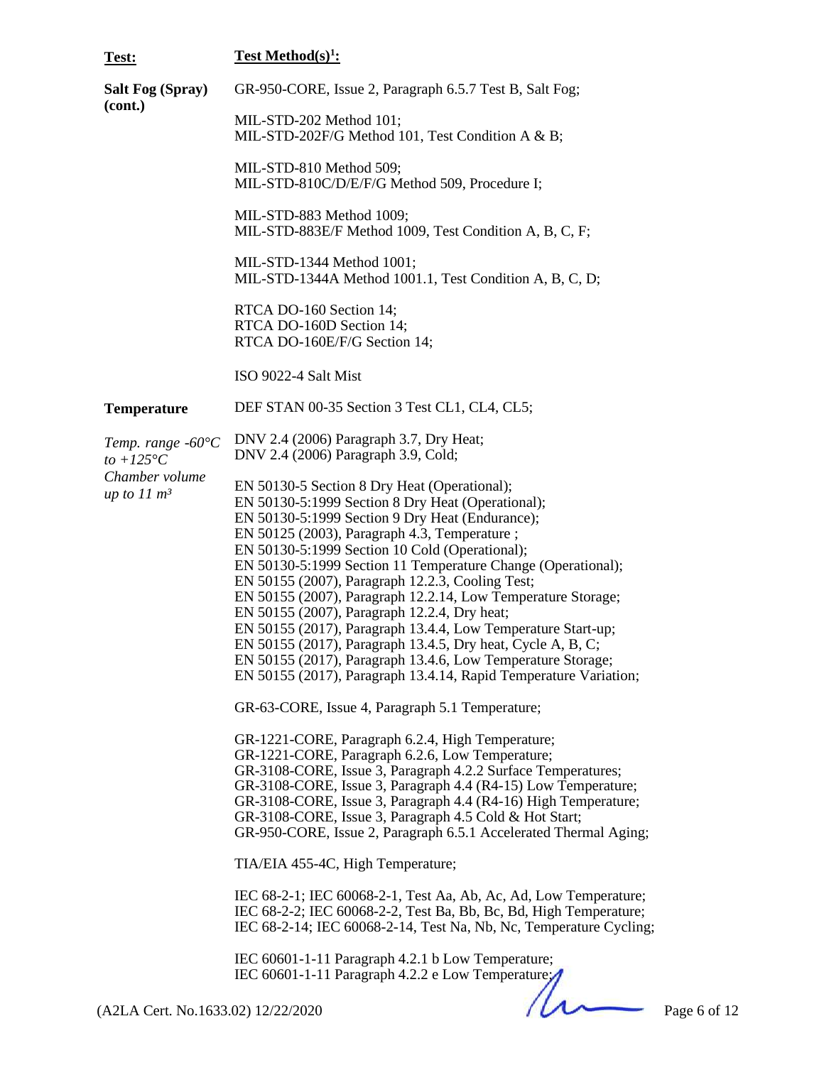| Test: | Test Method(s)[1]: |
|---|---|
| **Salt Fog (Spray) (cont.)** | GR-950-CORE, Issue 2, Paragraph 6.5.7 Test B, Salt Fog;<br><br>MIL-STD-202 Method 101;<br>MIL-STD-202F/G Method 101, Test Condition A & B;<br><br>MIL-STD-810 Method 509;<br>MIL-STD-810C/D/E/F/G Method 509, Procedure I;<br><br>MIL-STD-883 Method 1009;<br>MIL-STD-883E/F Method 1009, Test Condition A, B, C, F;<br><br>MIL-STD-1344 Method 1001;<br>MIL-STD-1344A Method 1001.1, Test Condition A, B, C, D;<br><br>RTCA DO-160 Section 14;<br>RTCA DO-160D Section 14;<br>RTCA DO-160E/F/G Section 14;<br><br>ISO 9022-4 Salt Mist |
| **Temperature**<br><br>*Temp. range -60°C to +125°C*<br>*Chamber volume up to 11 m³* | DEF STAN 00-35 Section 3 Test CL1, CL4, CL5;<br><br>DNV 2.4 (2006) Paragraph 3.7, Dry Heat;<br>DNV 2.4 (2006) Paragraph 3.9, Cold;<br><br>EN 50130-5 Section 8 Dry Heat (Operational);<br>EN 50130-5:1999 Section 8 Dry Heat (Operational);<br>EN 50130-5:1999 Section 9 Dry Heat (Endurance);<br>EN 50125 (2003), Paragraph 4.3, Temperature ;<br>EN 50130-5:1999 Section 10 Cold (Operational);<br>EN 50130-5:1999 Section 11 Temperature Change (Operational);<br>EN 50155 (2007), Paragraph 12.2.3, Cooling Test;<br>EN 50155 (2007), Paragraph 12.2.14, Low Temperature Storage;<br>EN 50155 (2007), Paragraph 12.2.4, Dry heat;<br>EN 50155 (2017), Paragraph 13.4.4, Low Temperature Start-up;<br>EN 50155 (2017), Paragraph 13.4.5, Dry heat, Cycle A, B, C;<br>EN 50155 (2017), Paragraph 13.4.6, Low Temperature Storage;<br>EN 50155 (2017), Paragraph 13.4.14, Rapid Temperature Variation;<br><br>GR-63-CORE, Issue 4, Paragraph 5.1 Temperature;<br><br>GR-1221-CORE, Paragraph 6.2.4, High Temperature;<br>GR-1221-CORE, Paragraph 6.2.6, Low Temperature;<br>GR-3108-CORE, Issue 3, Paragraph 4.2.2 Surface Temperatures;<br>GR-3108-CORE, Issue 3, Paragraph 4.4 (R4-15) Low Temperature;<br>GR-3108-CORE, Issue 3, Paragraph 4.4 (R4-16) High Temperature;<br>GR-3108-CORE, Issue 3, Paragraph 4.5 Cold & Hot Start;<br>GR-950-CORE, Issue 2, Paragraph 6.5.1 Accelerated Thermal Aging;<br><br>TIA/EIA 455-4C, High Temperature;<br><br>IEC 68-2-1; IEC 60068-2-1, Test Aa, Ab, Ac, Ad, Low Temperature;<br>IEC 68-2-2; IEC 60068-2-2, Test Ba, Bb, Bc, Bd, High Temperature;<br>IEC 68-2-14; IEC 60068-2-14, Test Na, Nb, Nc, Temperature Cycling;<br><br>IEC 60601-1-11 Paragraph 4.2.1 b Low Temperature;<br>IEC 60601-1-11 Paragraph 4.2.2 e Low Temperature; |

(A2LA Cert. No.1633.02) 12/22/2020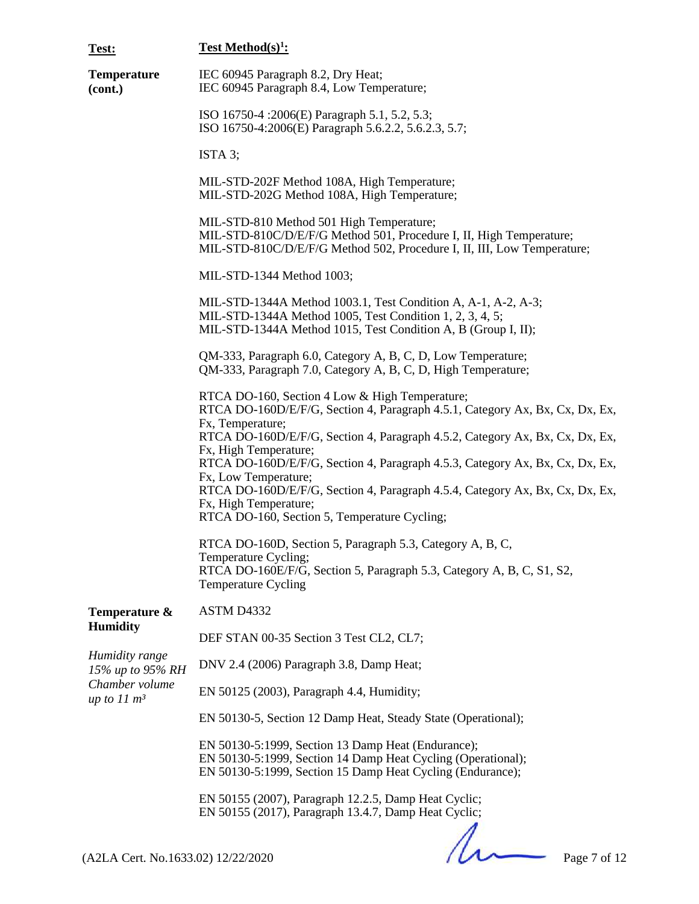| Test: | Test Method(s)[1]: |
| --- | --- |
| **Temperature (cont.)** | IEC 60945 Paragraph 8.2, Dry Heat;<br>IEC 60945 Paragraph 8.4, Low Temperature;<br><br>ISO 16750-4 :2006(E) Paragraph 5.1, 5.2, 5.3;<br>ISO 16750-4:2006(E) Paragraph 5.6.2.2, 5.6.2.3, 5.7;<br><br>ISTA 3;<br><br>MIL-STD-202F Method 108A, High Temperature;<br>MIL-STD-202G Method 108A, High Temperature;<br><br>MIL-STD-810 Method 501 High Temperature;<br>MIL-STD-810C/D/E/F/G Method 501, Procedure I, II, High Temperature;<br>MIL-STD-810C/D/E/F/G Method 502, Procedure I, II, III, Low Temperature;<br><br>MIL-STD-1344 Method 1003;<br><br>MIL-STD-1344A Method 1003.1, Test Condition A, A-1, A-2, A-3;<br>MIL-STD-1344A Method 1005, Test Condition 1, 2, 3, 4, 5;<br>MIL-STD-1344A Method 1015, Test Condition A, B (Group I, II);<br><br>QM-333, Paragraph 6.0, Category A, B, C, D, Low Temperature;<br>QM-333, Paragraph 7.0, Category A, B, C, D, High Temperature;<br><br>RTCA DO-160, Section 4 Low & High Temperature;<br>RTCA DO-160D/E/F/G, Section 4, Paragraph 4.5.1, Category Ax, Bx, Cx, Dx, Ex, Fx, Temperature;<br>RTCA DO-160D/E/F/G, Section 4, Paragraph 4.5.2, Category Ax, Bx, Cx, Dx, Ex, Fx, High Temperature;<br>RTCA DO-160D/E/F/G, Section 4, Paragraph 4.5.3, Category Ax, Bx, Cx, Dx, Ex, Fx, Low Temperature;<br>RTCA DO-160D/E/F/G, Section 4, Paragraph 4.5.4, Category Ax, Bx, Cx, Dx, Ex, Fx, High Temperature;<br>RTCA DO-160, Section 5, Temperature Cycling;<br><br>RTCA DO-160D, Section 5, Paragraph 5.3, Category A, B, C, Temperature Cycling;<br>RTCA DO-160E/F/G, Section 5, Paragraph 5.3, Category A, B, C, S1, S2, Temperature Cycling |
| **Temperature & Humidity**<br><br>*Humidity range 15% up to 95% RH*<br>*Chamber volume up to 11 m³* | ASTM D4332<br><br>DEF STAN 00-35 Section 3 Test CL2, CL7;<br><br>DNV 2.4 (2006) Paragraph 3.8, Damp Heat;<br><br>EN 50125 (2003), Paragraph 4.4, Humidity;<br><br>EN 50130-5, Section 12 Damp Heat, Steady State (Operational);<br><br>EN 50130-5:1999, Section 13 Damp Heat (Endurance);<br>EN 50130-5:1999, Section 14 Damp Heat Cycling (Operational);<br>EN 50130-5:1999, Section 15 Damp Heat Cycling (Endurance);<br><br>EN 50155 (2007), Paragraph 12.2.5, Damp Heat Cyclic;<br>EN 50155 (2017), Paragraph 13.4.7, Damp Heat Cyclic; |

(A2LA Cert. No.1633.02) 12/22/2020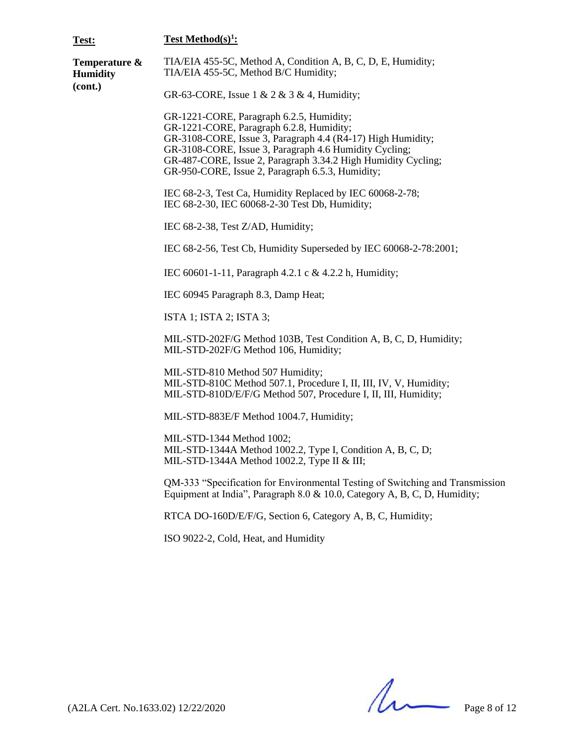| **Test:** | **Test Method(s)[1]:** |
| --- | --- |
| **Temperature & Humidity (cont.)** | TIA/EIA 455-5C, Method A, Condition A, B, C, D, E, Humidity;<br>TIA/EIA 455-5C, Method B/C Humidity;<br><br>GR-63-CORE, Issue 1 & 2 & 3 & 4, Humidity;<br><br>GR-1221-CORE, Paragraph 6.2.5, Humidity;<br>GR-1221-CORE, Paragraph 6.2.8, Humidity;<br>GR-3108-CORE, Issue 3, Paragraph 4.4 (R4-17) High Humidity;<br>GR-3108-CORE, Issue 3, Paragraph 4.6 Humidity Cycling;<br>GR-487-CORE, Issue 2, Paragraph 3.34.2 High Humidity Cycling;<br>GR-950-CORE, Issue 2, Paragraph 6.5.3, Humidity;<br><br>IEC 68-2-3, Test Ca, Humidity Replaced by IEC 60068-2-78;<br>IEC 68-2-30, IEC 60068-2-30 Test Db, Humidity;<br><br>IEC 68-2-38, Test Z/AD, Humidity;<br><br>IEC 68-2-56, Test Cb, Humidity Superseded by IEC 60068-2-78:2001;<br><br>IEC 60601-1-11, Paragraph 4.2.1 c & 4.2.2 h, Humidity;<br><br>IEC 60945 Paragraph 8.3, Damp Heat;<br><br>ISTA 1; ISTA 2; ISTA 3;<br><br>MIL-STD-202F/G Method 103B, Test Condition A, B, C, D, Humidity;<br>MIL-STD-202F/G Method 106, Humidity;<br><br>MIL-STD-810 Method 507 Humidity;<br>MIL-STD-810C Method 507.1, Procedure I, II, III, IV, V, Humidity;<br>MIL-STD-810D/E/F/G Method 507, Procedure I, II, III, Humidity;<br><br>MIL-STD-883E/F Method 1004.7, Humidity;<br><br>MIL-STD-1344 Method 1002;<br>MIL-STD-1344A Method 1002.2, Type I, Condition A, B, C, D;<br>MIL-STD-1344A Method 1002.2, Type II & III;<br><br>QM-333 "Specification for Environmental Testing of Switching and Transmission Equipment at India", Paragraph 8.0 & 10.0, Category A, B, C, D, Humidity;<br><br>RTCA DO-160D/E/F/G, Section 6, Category A, B, C, Humidity;<br><br>ISO 9022-2, Cold, Heat, and Humidity |

(A2LA Cert. No.1633.02) 12/22/2020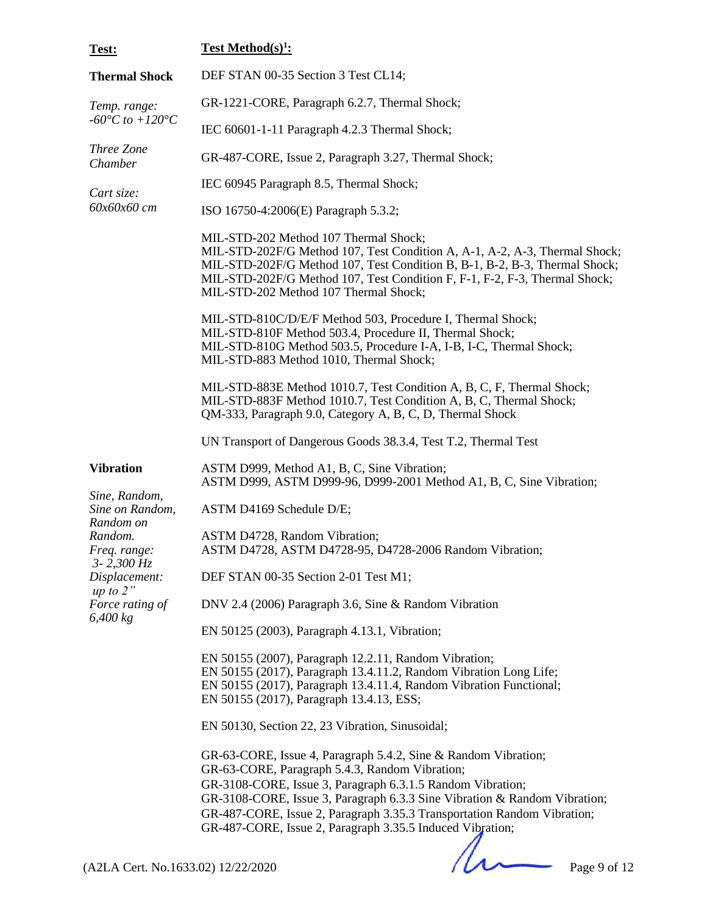| Test: | Test Method(s)[1]: |
| --- | --- |
| **Thermal Shock**<br><br>*Temp. range: -60°C to +120°C*<br><br>*Three Zone Chamber*<br><br>*Cart size: 60x60x60 cm* | DEF STAN 00-35 Section 3 Test CL14;<br><br>GR-1221-CORE, Paragraph 6.2.7, Thermal Shock;<br><br>IEC 60601-1-11 Paragraph 4.2.3 Thermal Shock;<br><br>GR-487-CORE, Issue 2, Paragraph 3.27, Thermal Shock;<br><br>IEC 60945 Paragraph 8.5, Thermal Shock;<br><br>ISO 16750-4:2006(E) Paragraph 5.3.2;<br><br>MIL-STD-202 Method 107 Thermal Shock;<br>MIL-STD-202F/G Method 107, Test Condition A, A-1, A-2, A-3, Thermal Shock;<br>MIL-STD-202F/G Method 107, Test Condition B, B-1, B-2, B-3, Thermal Shock;<br>MIL-STD-202F/G Method 107, Test Condition F, F-1, F-2, F-3, Thermal Shock;<br>MIL-STD-202 Method 107 Thermal Shock;<br><br>MIL-STD-810C/D/E/F Method 503, Procedure I, Thermal Shock;<br>MIL-STD-810F Method 503.4, Procedure II, Thermal Shock;<br>MIL-STD-810G Method 503.5, Procedure I-A, I-B, I-C, Thermal Shock;<br>MIL-STD-883 Method 1010, Thermal Shock;<br><br>MIL-STD-883E Method 1010.7, Test Condition A, B, C, F, Thermal Shock;<br>MIL-STD-883F Method 1010.7, Test Condition A, B, C, Thermal Shock;<br>QM-333, Paragraph 9.0, Category A, B, C, D, Thermal Shock<br><br>UN Transport of Dangerous Goods 38.3.4, Test T.2, Thermal Test |
| **Vibration**<br><br>*Sine, Random, Sine on Random, Random on Random.*<br>*Freq. range: 3- 2,300 Hz*<br>*Displacement: up to 2"*<br>*Force rating of 6,400 kg* | ASTM D999, Method A1, B, C, Sine Vibration;<br>ASTM D999, ASTM D999-96, D999-2001 Method A1, B, C, Sine Vibration;<br><br>ASTM D4169 Schedule D/E;<br><br>ASTM D4728, Random Vibration;<br>ASTM D4728, ASTM D4728-95, D4728-2006 Random Vibration;<br><br>DEF STAN 00-35 Section 2-01 Test M1;<br><br>DNV 2.4 (2006) Paragraph 3.6, Sine & Random Vibration<br><br>EN 50125 (2003), Paragraph 4.13.1, Vibration;<br><br>EN 50155 (2007), Paragraph 12.2.11, Random Vibration;<br>EN 50155 (2017), Paragraph 13.4.11.2, Random Vibration Long Life;<br>EN 50155 (2017), Paragraph 13.4.11.4, Random Vibration Functional;<br>EN 50155 (2017), Paragraph 13.4.13, ESS;<br><br>EN 50130, Section 22, 23 Vibration, Sinusoidal;<br><br>GR-63-CORE, Issue 4, Paragraph 5.4.2, Sine & Random Vibration;<br>GR-63-CORE, Paragraph 5.4.3, Random Vibration;<br>GR-3108-CORE, Issue 3, Paragraph 6.3.1.5 Random Vibration;<br>GR-3108-CORE, Issue 3, Paragraph 6.3.3 Sine Vibration & Random Vibration;<br>GR-487-CORE, Issue 2, Paragraph 3.35.3 Transportation Random Vibration;<br>GR-487-CORE, Issue 2, Paragraph 3.35.5 Induced Vibration; |

(A2LA Cert. No.1633.02) 12/22/2020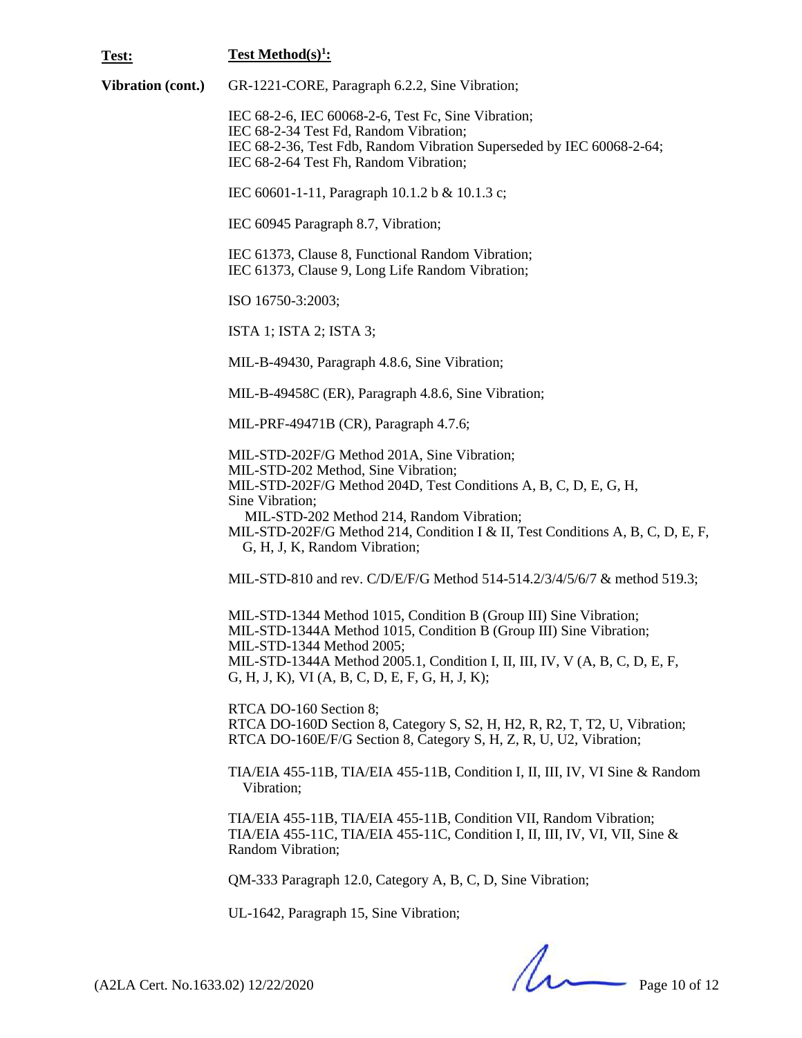| Test: | Test Method(s)[1]: |
|---|---|
| Vibration (cont.) | GR-1221-CORE, Paragraph 6.2.2, Sine Vibration; |
| | IEC 68-2-6, IEC 60068-2-6, Test Fc, Sine Vibration;<br>IEC 68-2-34 Test Fd, Random Vibration;<br>IEC 68-2-36, Test Fdb, Random Vibration Superseded by IEC 60068-2-64;<br>IEC 68-2-64 Test Fh, Random Vibration; |
| | IEC 60601-1-11, Paragraph 10.1.2 b & 10.1.3 c; |
| | IEC 60945 Paragraph 8.7, Vibration; |
| | IEC 61373, Clause 8, Functional Random Vibration;<br>IEC 61373, Clause 9, Long Life Random Vibration; |
| | ISO 16750-3:2003; |
| | ISTA 1; ISTA 2; ISTA 3; |
| | MIL-B-49430, Paragraph 4.8.6, Sine Vibration; |
| | MIL-B-49458C (ER), Paragraph 4.8.6, Sine Vibration; |
| | MIL-PRF-49471B (CR), Paragraph 4.7.6; |
| | MIL-STD-202F/G Method 201A, Sine Vibration;<br>MIL-STD-202 Method, Sine Vibration;<br>MIL-STD-202F/G Method 204D, Test Conditions A, B, C, D, E, G, H, Sine Vibration;<br>MIL-STD-202 Method 214, Random Vibration;<br>MIL-STD-202F/G Method 214, Condition I & II, Test Conditions A, B, C, D, E, F, G, H, J, K, Random Vibration; |
| | MIL-STD-810 and rev. C/D/E/F/G Method 514-514.2/3/4/5/6/7 & method 519.3; |
| | MIL-STD-1344 Method 1015, Condition B (Group III) Sine Vibration;<br>MIL-STD-1344A Method 1015, Condition B (Group III) Sine Vibration;<br>MIL-STD-1344 Method 2005;<br>MIL-STD-1344A Method 2005.1, Condition I, II, III, IV, V (A, B, C, D, E, F, G, H, J, K), VI (A, B, C, D, E, F, G, H, J, K); |
| | RTCA DO-160 Section 8;<br>RTCA DO-160D Section 8, Category S, S2, H, H2, R, R2, T, T2, U, Vibration;<br>RTCA DO-160E/F/G Section 8, Category S, H, Z, R, U, U2, Vibration; |
| | TIA/EIA 455-11B, TIA/EIA 455-11B, Condition I, II, III, IV, VI Sine & Random Vibration; |
| | TIA/EIA 455-11B, TIA/EIA 455-11B, Condition VII, Random Vibration;<br>TIA/EIA 455-11C, TIA/EIA 455-11C, Condition I, II, III, IV, VI, VII, Sine & Random Vibration; |
| | QM-333 Paragraph 12.0, Category A, B, C, D, Sine Vibration; |
| | UL-1642, Paragraph 15, Sine Vibration; |

(A2LA Cert. No.1633.02) 12/22/2020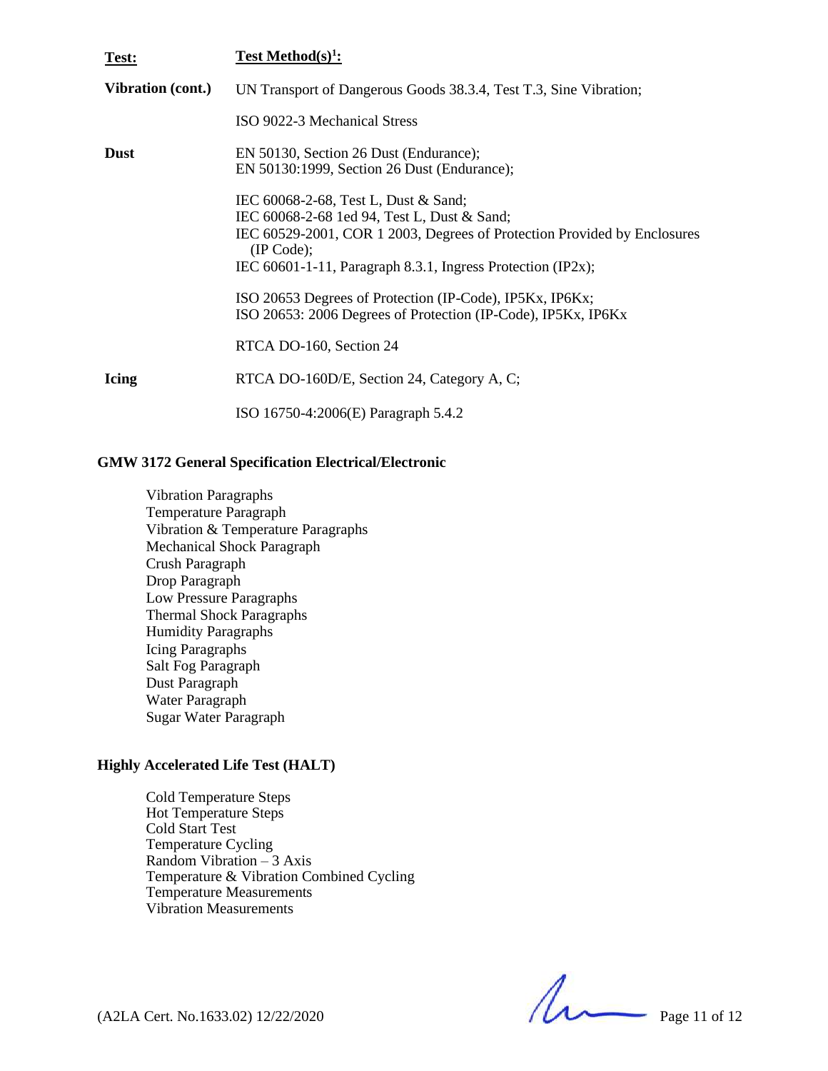| Test: | Test Method(s)[1]: |
| --- | --- |
| Vibration (cont.) | UN Transport of Dangerous Goods 38.3.4, Test T.3, Sine Vibration; |
| | ISO 9022-3 Mechanical Stress |
| Dust | EN 50130, Section 26 Dust (Endurance);<br>EN 50130:1999, Section 26 Dust (Endurance); |
| | IEC 60068-2-68, Test L, Dust & Sand;<br>IEC 60068-2-68 1ed 94, Test L, Dust & Sand;<br>IEC 60529-2001, COR 1 2003, Degrees of Protection Provided by Enclosures (IP Code);<br>IEC 60601-1-11, Paragraph 8.3.1, Ingress Protection (IP2x); |
| | ISO 20653 Degrees of Protection (IP-Code), IP5Kx, IP6Kx;<br>ISO 20653: 2006 Degrees of Protection (IP-Code), IP5Kx, IP6Kx |
| | RTCA DO-160, Section 24 |
| Icing | RTCA DO-160D/E, Section 24, Category A, C; |
| | ISO 16750-4:2006(E) Paragraph 5.4.2 |

**GMW 3172 General Specification Electrical/Electronic**

Vibration Paragraphs
Temperature Paragraph
Vibration & Temperature Paragraphs
Mechanical Shock Paragraph
Crush Paragraph
Drop Paragraph
Low Pressure Paragraphs
Thermal Shock Paragraphs
Humidity Paragraphs
Icing Paragraphs
Salt Fog Paragraph
Dust Paragraph
Water Paragraph
Sugar Water Paragraph

**Highly Accelerated Life Test (HALT)**

Cold Temperature Steps
Hot Temperature Steps
Cold Start Test
Temperature Cycling
Random Vibration – 3 Axis
Temperature & Vibration Combined Cycling
Temperature Measurements
Vibration Measurements

(A2LA Cert. No.1633.02) 12/22/2020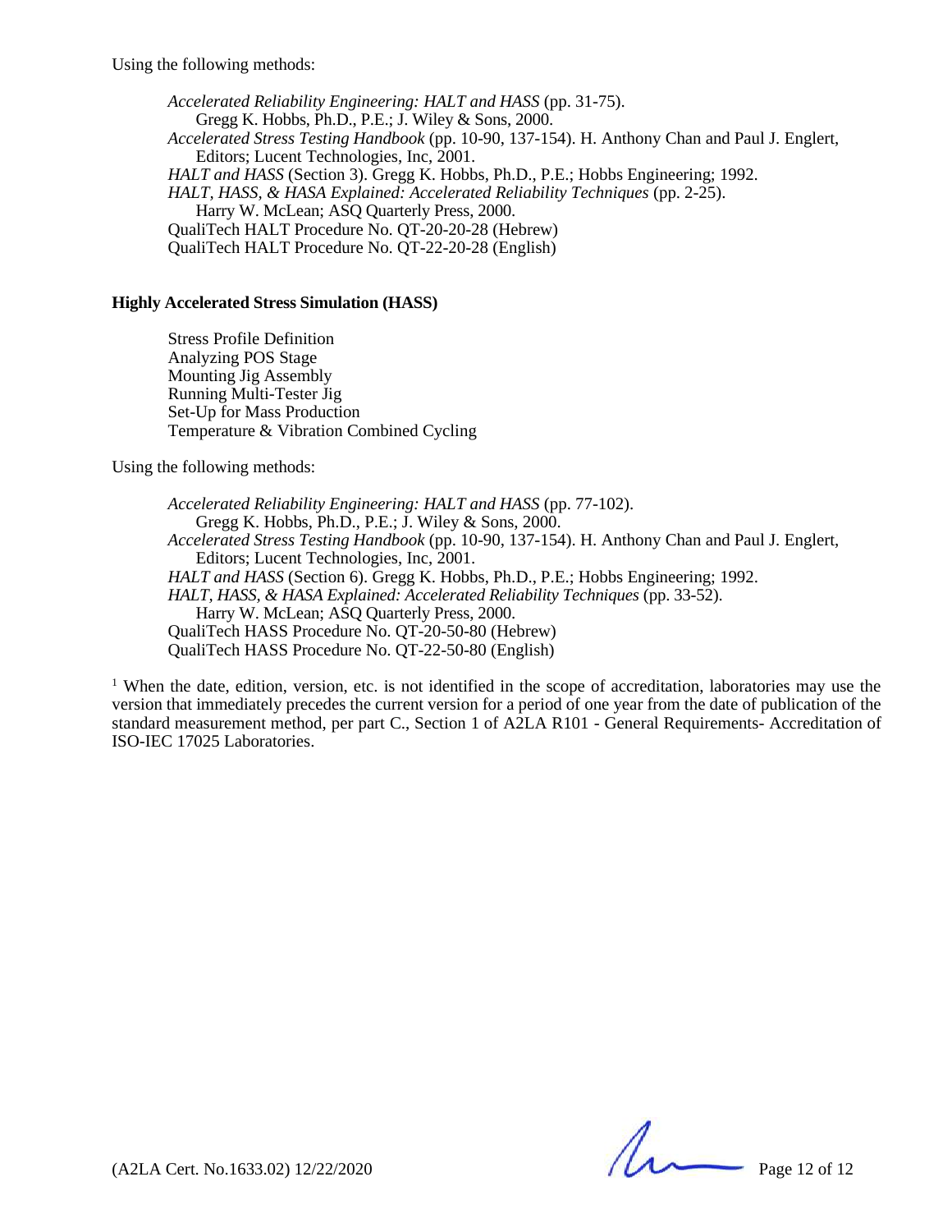Using the following methods:

*Accelerated Reliability Engineering: HALT and HASS* (pp. 31-75).
Gregg K. Hobbs, Ph.D., P.E.; J. Wiley & Sons, 2000.
*Accelerated Stress Testing Handbook* (pp. 10-90, 137-154). H. Anthony Chan and Paul J. Englert, Editors; Lucent Technologies, Inc, 2001.
*HALT and HASS* (Section 3). Gregg K. Hobbs, Ph.D., P.E.; Hobbs Engineering; 1992.
*HALT, HASS, & HASA Explained: Accelerated Reliability Techniques* (pp. 2-25).
Harry W. McLean; ASQ Quarterly Press, 2000.
QualiTech HALT Procedure No. QT-20-20-28 (Hebrew)
QualiTech HALT Procedure No. QT-22-20-28 (English)

**Highly Accelerated Stress Simulation (HASS)**

Stress Profile Definition
Analyzing POS Stage
Mounting Jig Assembly
Running Multi-Tester Jig
Set-Up for Mass Production
Temperature & Vibration Combined Cycling

Using the following methods:

*Accelerated Reliability Engineering: HALT and HASS* (pp. 77-102).
Gregg K. Hobbs, Ph.D., P.E.; J. Wiley & Sons, 2000.
*Accelerated Stress Testing Handbook* (pp. 10-90, 137-154). H. Anthony Chan and Paul J. Englert, Editors; Lucent Technologies, Inc, 2001.
*HALT and HASS* (Section 6). Gregg K. Hobbs, Ph.D., P.E.; Hobbs Engineering; 1992.
*HALT, HASS, & HASA Explained: Accelerated Reliability Techniques* (pp. 33-52).
Harry W. McLean; ASQ Quarterly Press, 2000.
QualiTech HASS Procedure No. QT-20-50-80 (Hebrew)
QualiTech HASS Procedure No. QT-22-50-80 (English)

[1] When the date, edition, version, etc. is not identified in the scope of accreditation, laboratories may use the version that immediately precedes the current version for a period of one year from the date of publication of the standard measurement method, per part C., Section 1 of A2LA R101 - General Requirements- Accreditation of ISO-IEC 17025 Laboratories.

(A2LA Cert. No.1633.02) 12/22/2020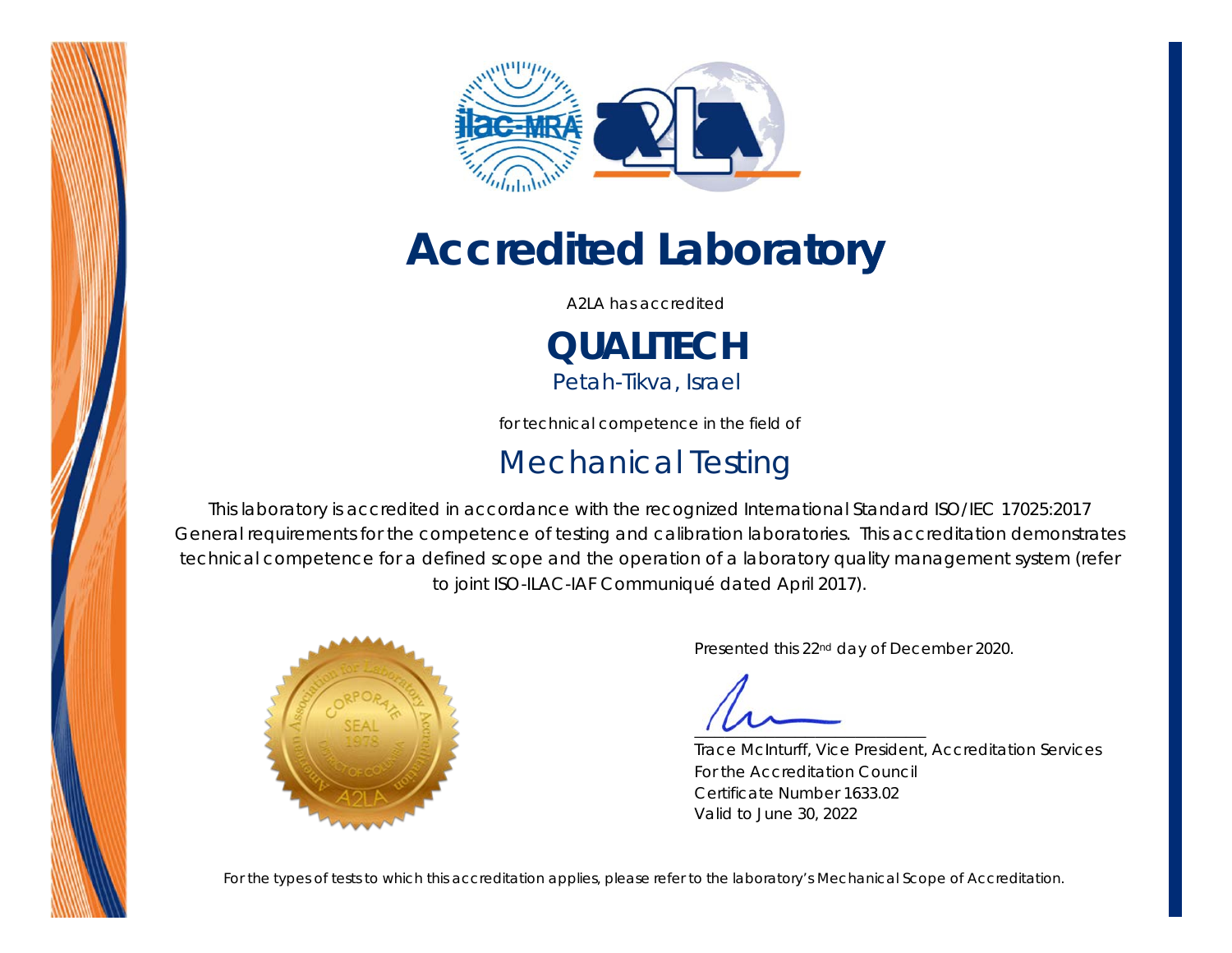# Accredited Laboratory

A2LA has accredited

## QUALITECH

Petah-Tikva, Israel

for technical competence in the field of

## Mechanical Testing

This laboratory is accredited in accordance with the recognized International Standard ISO/IEC 17025:2017 General requirements for the competence of testing and calibration laboratories. This accreditation demonstrates technical competence for a defined scope and the operation of a laboratory quality management system (refer to joint ISO-ILAC-IAF Communiqué dated April 2017).

Presented this 22nd day of December 2020.

Trace McInturff, Vice President, Accreditation Services
For the Accreditation Council
Certificate Number 1633.02
Valid to June 30, 2022

For the types of tests to which this accreditation applies, please refer to the laboratory's Mechanical Scope of Accreditation.